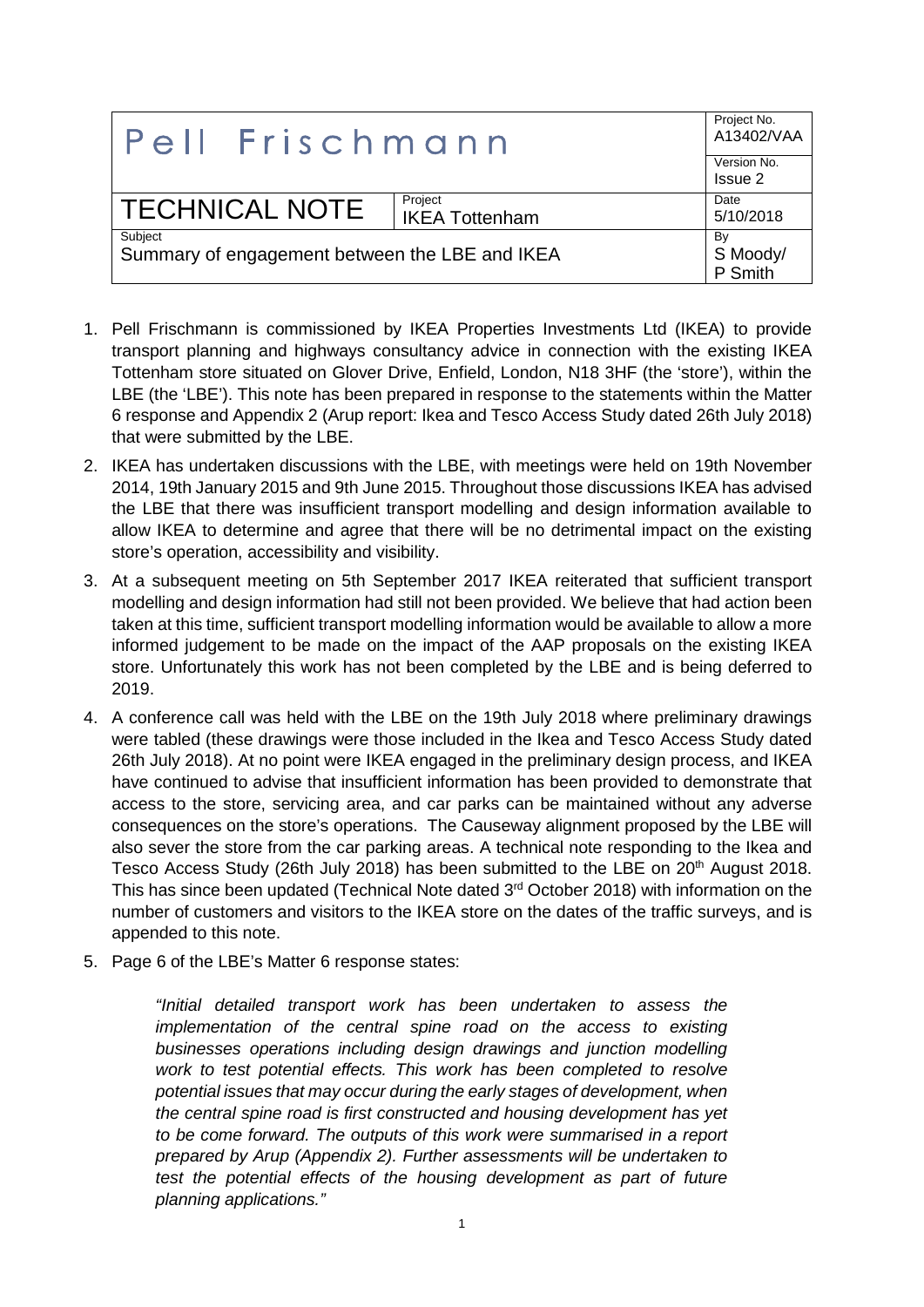| Pell Frischmann | | Project No. A13402/VAA |
|---|---|---|
| | | Version No. Issue 2 |
| TECHNICAL NOTE | Project IKEA Tottenham | Date 5/10/2018 |
| Subject Summary of engagement between the LBE and IKEA | | By S Moody/ P Smith |

1. Pell Frischmann is commissioned by IKEA Properties Investments Ltd (IKEA) to provide transport planning and highways consultancy advice in connection with the existing IKEA Tottenham store situated on Glover Drive, Enfield, London, N18 3HF (the 'store'), within the LBE (the 'LBE'). This note has been prepared in response to the statements within the Matter 6 response and Appendix 2 (Arup report: Ikea and Tesco Access Study dated 26th July 2018) that were submitted by the LBE.

2. IKEA has undertaken discussions with the LBE, with meetings were held on 19th November 2014, 19th January 2015 and 9th June 2015. Throughout those discussions IKEA has advised the LBE that there was insufficient transport modelling and design information available to allow IKEA to determine and agree that there will be no detrimental impact on the existing store's operation, accessibility and visibility.

3. At a subsequent meeting on 5th September 2017 IKEA reiterated that sufficient transport modelling and design information had still not been provided. We believe that had action been taken at this time, sufficient transport modelling information would be available to allow a more informed judgement to be made on the impact of the AAP proposals on the existing IKEA store. Unfortunately this work has not been completed by the LBE and is being deferred to 2019.

4. A conference call was held with the LBE on the 19th July 2018 where preliminary drawings were tabled (these drawings were those included in the Ikea and Tesco Access Study dated 26th July 2018). At no point were IKEA engaged in the preliminary design process, and IKEA have continued to advise that insufficient information has been provided to demonstrate that access to the store, servicing area, and car parks can be maintained without any adverse consequences on the store's operations. The Causeway alignment proposed by the LBE will also sever the store from the car parking areas. A technical note responding to the Ikea and Tesco Access Study (26th July 2018) has been submitted to the LBE on 20th August 2018. This has since been updated (Technical Note dated 3rd October 2018) with information on the number of customers and visitors to the IKEA store on the dates of the traffic surveys, and is appended to this note.

5. Page 6 of the LBE's Matter 6 response states:

   > *"Initial detailed transport work has been undertaken to assess the implementation of the central spine road on the access to existing businesses operations including design drawings and junction modelling work to test potential effects. This work has been completed to resolve potential issues that may occur during the early stages of development, when the central spine road is first constructed and housing development has yet to be come forward. The outputs of this work were summarised in a report prepared by Arup (Appendix 2). Further assessments will be undertaken to test the potential effects of the housing development as part of future planning applications."*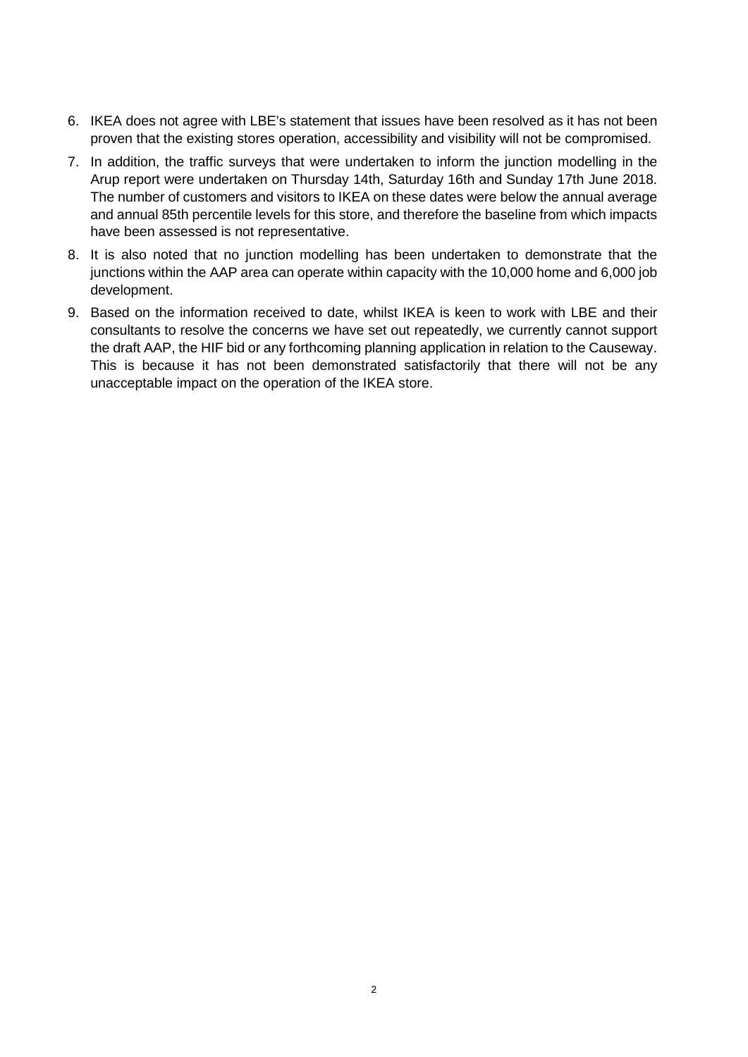6. IKEA does not agree with LBE's statement that issues have been resolved as it has not been proven that the existing stores operation, accessibility and visibility will not be compromised.
7. In addition, the traffic surveys that were undertaken to inform the junction modelling in the Arup report were undertaken on Thursday 14th, Saturday 16th and Sunday 17th June 2018. The number of customers and visitors to IKEA on these dates were below the annual average and annual 85th percentile levels for this store, and therefore the baseline from which impacts have been assessed is not representative.
8. It is also noted that no junction modelling has been undertaken to demonstrate that the junctions within the AAP area can operate within capacity with the 10,000 home and 6,000 job development.
9. Based on the information received to date, whilst IKEA is keen to work with LBE and their consultants to resolve the concerns we have set out repeatedly, we currently cannot support the draft AAP, the HIF bid or any forthcoming planning application in relation to the Causeway. This is because it has not been demonstrated satisfactorily that there will not be any unacceptable impact on the operation of the IKEA store.